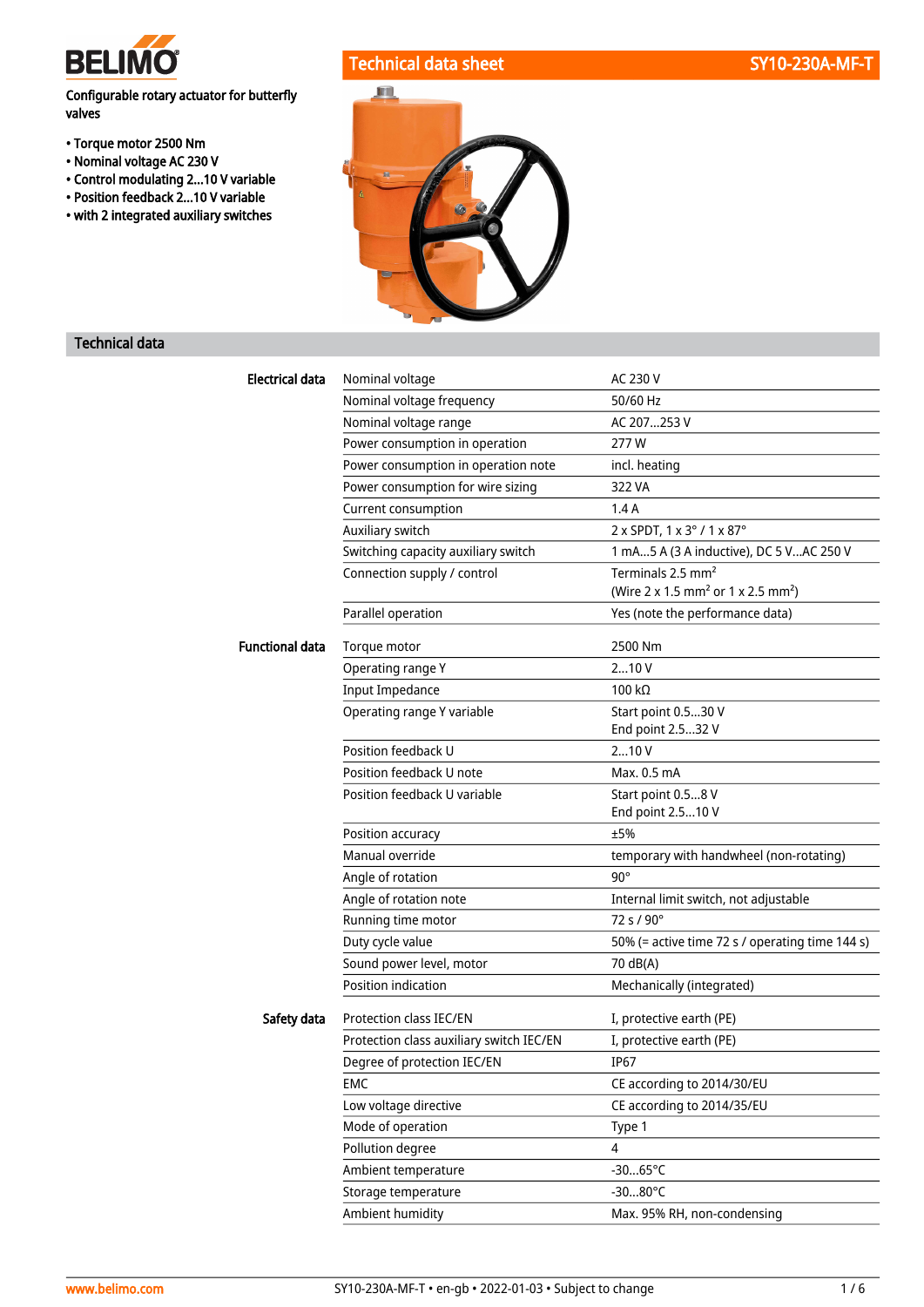# BELIMO

## Technical data sheet SY10-230A-MF-T

**Configurable rotary actuator for butterfly valves**

- **Torque motor 2500 Nm**
- **Nominal voltage AC 230 V**
- **Control modulating 2...10 V variable**
- **Position feedback 2...10 V variable**
- **with 2 integrated auxiliary switches**

## Technical data

| | | |
|---|---|---|
| **Electrical data** | Nominal voltage | AC 230 V |
| | Nominal voltage frequency | 50/60 Hz |
| | Nominal voltage range | AC 207...253 V |
| | Power consumption in operation | 277 W |
| | Power consumption in operation note | incl. heating |
| | Power consumption for wire sizing | 322 VA |
| | Current consumption | 1.4 A |
| | Auxiliary switch | 2 x SPDT, 1 x 3° / 1 x 87° |
| | Switching capacity auxiliary switch | 1 mA...5 A (3 A inductive), DC 5 V...AC 250 V |
| | Connection supply / control | Terminals 2.5 $mm^2$ (Wire 2 x 1.5 $mm^2$ or 1 x 2.5 $mm^2$) |
| | Parallel operation | Yes (note the performance data) |
| **Functional data** | Torque motor | 2500 Nm |
| | Operating range Y | 2...10 V |
| | Input Impedance | 100 kΩ |
| | Operating range Y variable | Start point 0.5...30 V<br>End point 2.5...32 V |
| | Position feedback U | 2...10 V |
| | Position feedback U note | Max. 0.5 mA |
| | Position feedback U variable | Start point 0.5...8 V<br>End point 2.5...10 V |
| | Position accuracy | ±5% |
| | Manual override | temporary with handwheel (non-rotating) |
| | Angle of rotation | 90° |
| | Angle of rotation note | Internal limit switch, not adjustable |
| | Running time motor | 72 s / 90° |
| | Duty cycle value | 50% (= active time 72 s / operating time 144 s) |
| | Sound power level, motor | 70 dB(A) |
| | Position indication | Mechanically (integrated) |
| **Safety data** | Protection class IEC/EN | I, protective earth (PE) |
| | Protection class auxiliary switch IEC/EN | I, protective earth (PE) |
| | Degree of protection IEC/EN | IP67 |
| | EMC | CE according to 2014/30/EU |
| | Low voltage directive | CE according to 2014/35/EU |
| | Mode of operation | Type 1 |
| | Pollution degree | 4 |
| | Ambient temperature | -30...65°C |
| | Storage temperature | -30...80°C |
| | Ambient humidity | Max. 95% RH, non-condensing |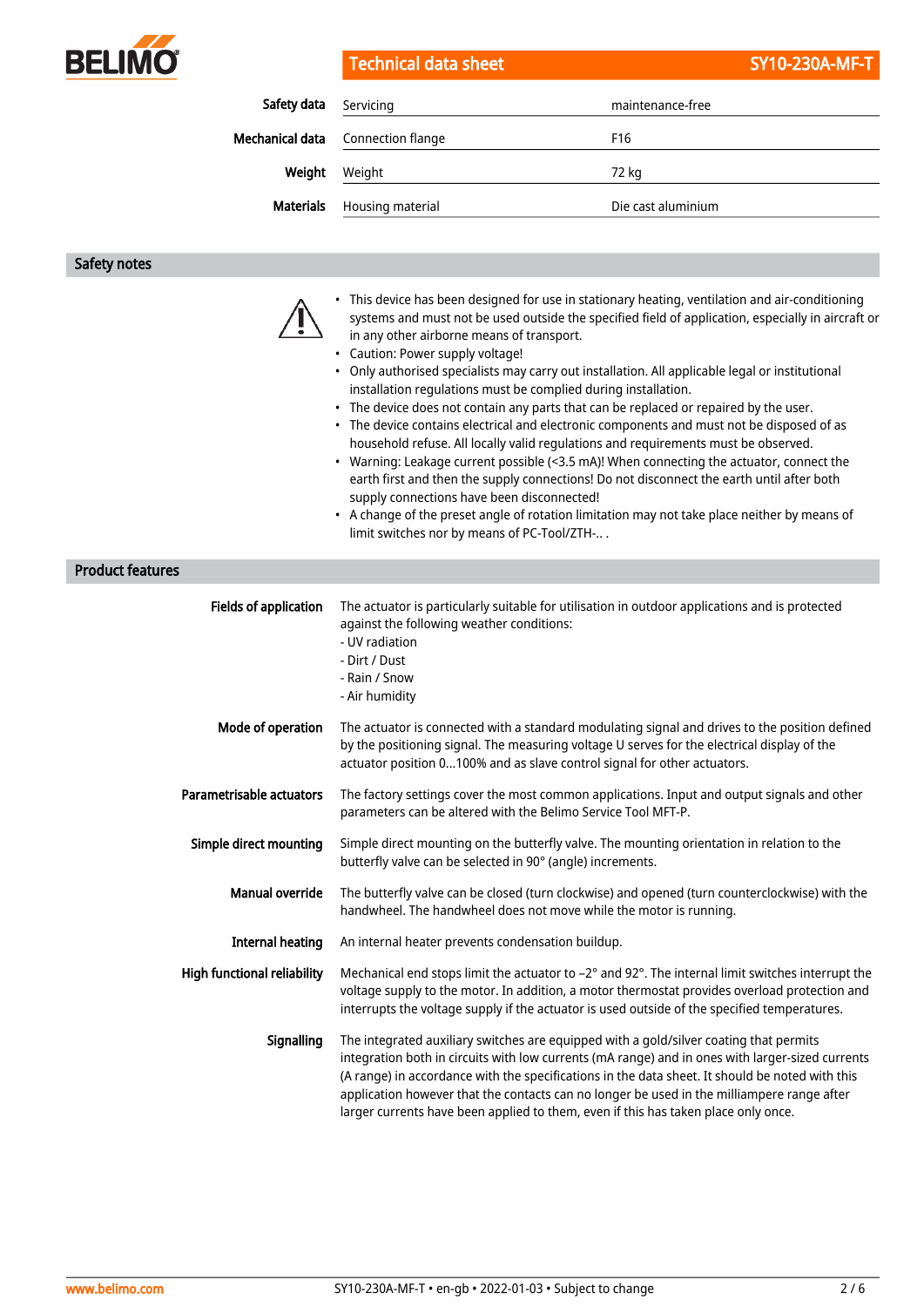| | | |
|---|---|---|
| **Safety data** | Servicing | maintenance-free |
| **Mechanical data** | Connection flange | F16 |
| **Weight** | Weight | 72 kg |
| **Materials** | Housing material | Die cast aluminium |

## Safety notes

- This device has been designed for use in stationary heating, ventilation and air-conditioning systems and must not be used outside the specified field of application, especially in aircraft or in any other airborne means of transport.
- Caution: Power supply voltage!
- Only authorised specialists may carry out installation. All applicable legal or institutional installation regulations must be complied during installation.
- The device does not contain any parts that can be replaced or repaired by the user.
- The device contains electrical and electronic components and must not be disposed of as household refuse. All locally valid regulations and requirements must be observed.
- Warning: Leakage current possible (<3.5 mA)! When connecting the actuator, connect the earth first and then the supply connections! Do not disconnect the earth until after both supply connections have been disconnected!
- A change of the preset angle of rotation limitation may not take place neither by means of limit switches nor by means of PC-Tool/ZTH-.. .

## Product features

**Fields of application**

The actuator is particularly suitable for utilisation in outdoor applications and is protected against the following weather conditions:
- UV radiation
- Dirt / Dust
- Rain / Snow
- Air humidity

**Mode of operation**

The actuator is connected with a standard modulating signal and drives to the position defined by the positioning signal. The measuring voltage U serves for the electrical display of the actuator position 0...100% and as slave control signal for other actuators.

**Parametrisable actuators**

The factory settings cover the most common applications. Input and output signals and other parameters can be altered with the Belimo Service Tool MFT-P.

**Simple direct mounting**

Simple direct mounting on the butterfly valve. The mounting orientation in relation to the butterfly valve can be selected in 90° (angle) increments.

**Manual override**

The butterfly valve can be closed (turn clockwise) and opened (turn counterclockwise) with the handwheel. The handwheel does not move while the motor is running.

**Internal heating**

An internal heater prevents condensation buildup.

**High functional reliability**

Mechanical end stops limit the actuator to –2° and 92°. The internal limit switches interrupt the voltage supply to the motor. In addition, a motor thermostat provides overload protection and interrupts the voltage supply if the actuator is used outside of the specified temperatures.

**Signalling**

The integrated auxiliary switches are equipped with a gold/silver coating that permits integration both in circuits with low currents (mA range) and in ones with larger-sized currents (A range) in accordance with the specifications in the data sheet. It should be noted with this application however that the contacts can no longer be used in the milliampere range after larger currents have been applied to them, even if this has taken place only once.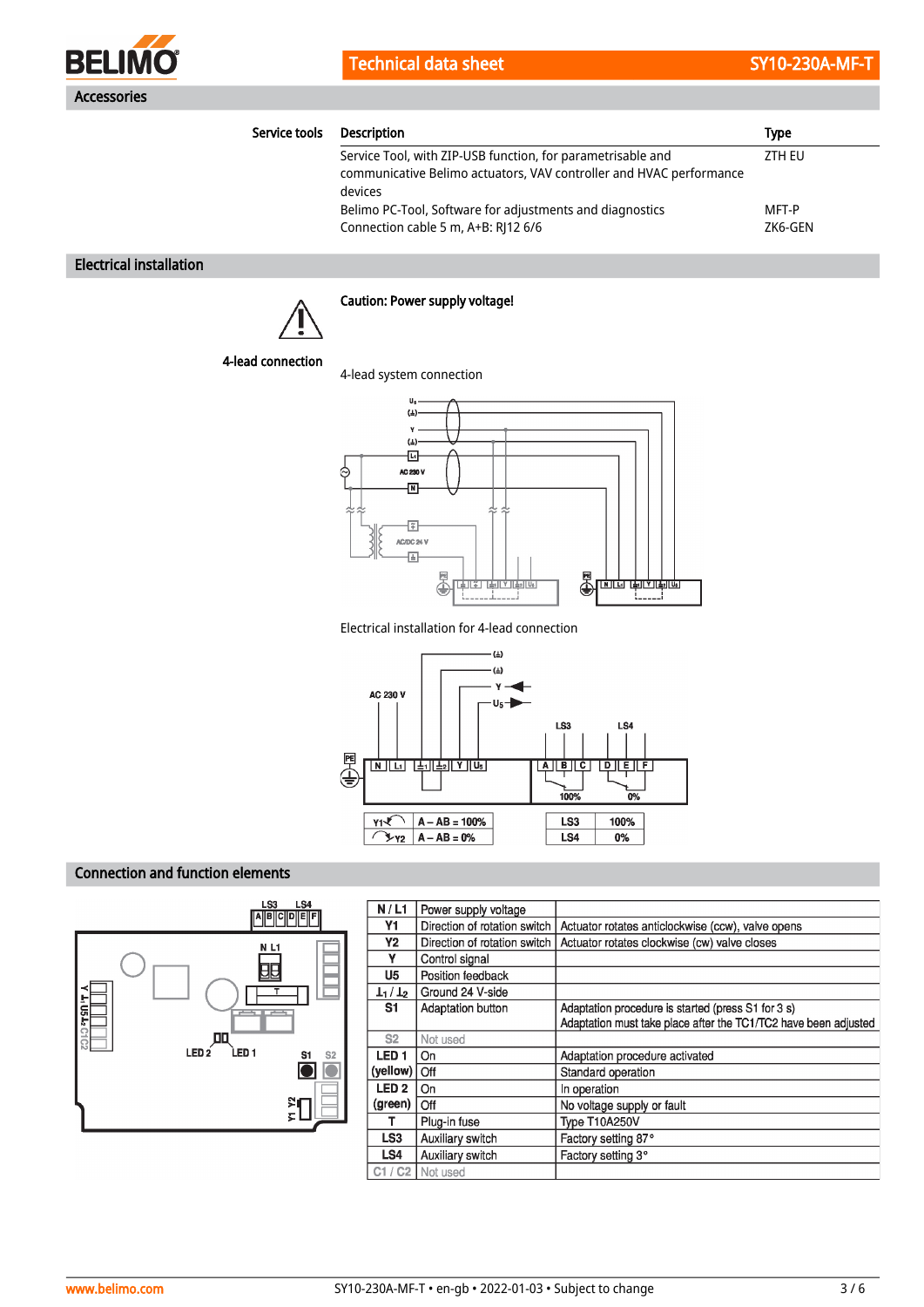## Accessories

| Service tools | Description | Type |
|---|---|---|
| | Service Tool, with ZIP-USB function, for parametrisable and communicative Belimo actuators, VAV controller and HVAC performance devices | ZTH EU |
| | Belimo PC-Tool, Software for adjustments and diagnostics | MFT-P |
| | Connection cable 5 m, A+B: RJ12 6/6 | ZK6-GEN |

## Electrical installation

**Caution: Power supply voltage!**

**4-lead connection**

4-lead system connection

Electrical installation for 4-lead connection

| Y1 | A – AB = 100% |
|---|---|
| Y2 | A – AB = 0% |

| LS3 | 100% |
|---|---|
| LS4 | 0% |

## Connection and function elements

| | | |
|---|---|---|
| N / L1 | Power supply voltage | |
| Y1 | Direction of rotation switch | Actuator rotates anticlockwise (ccw), valve opens |
| Y2 | Direction of rotation switch | Actuator rotates clockwise (cw) valve closes |
| Y | Control signal | |
| U5 | Position feedback | |
| $⊥_1$ / $⊥_2$ | Ground 24 V-side | |
| S1 | Adaptation button | Adaptation procedure is started (press S1 for 3 s) Adaptation must take place after the TC1/TC2 have been adjusted |
| S2 | Not used | |
| LED 1 (yellow) | On | Adaptation procedure activated |
| | Off | Standard operation |
| LED 2 (green) | On | In operation |
| | Off | No voltage supply or fault |
| T | Plug-in fuse | Type T10A250V |
| LS3 | Auxiliary switch | Factory setting 87° |
| LS4 | Auxiliary switch | Factory setting 3° |
| C1 / C2 | Not used | |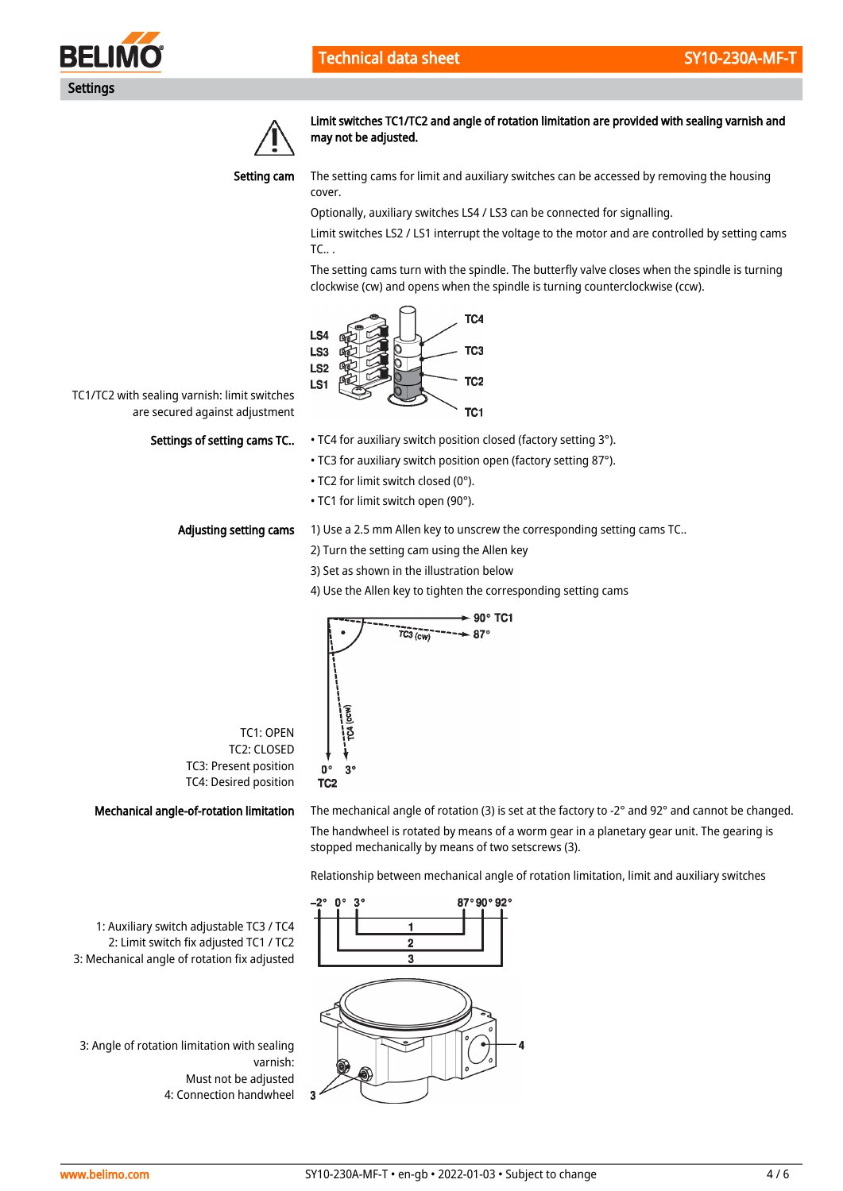## Settings

**Limit switches TC1/TC2 and angle of rotation limitation are provided with sealing varnish and may not be adjusted.**

**Setting cam**

The setting cams for limit and auxiliary switches can be accessed by removing the housing cover.

Optionally, auxiliary switches LS4 / LS3 can be connected for signalling.

Limit switches LS2 / LS1 interrupt the voltage to the motor and are controlled by setting cams TC.. .

The setting cams turn with the spindle. The butterfly valve closes when the spindle is turning clockwise (cw) and opens when the spindle is turning counterclockwise (ccw).

TC1/TC2 with sealing varnish: limit switches are secured against adjustment

**Settings of setting cams TC..**

- TC4 for auxiliary switch position closed (factory setting 3°).
- TC3 for auxiliary switch position open (factory setting 87°).
- TC2 for limit switch closed (0°).
- TC1 for limit switch open (90°).

**Adjusting setting cams**

1) Use a 2.5 mm Allen key to unscrew the corresponding setting cams TC..
2) Turn the setting cam using the Allen key
3) Set as shown in the illustration below
4) Use the Allen key to tighten the corresponding setting cams

TC1: OPEN
TC2: CLOSED
TC3: Present position
TC4: Desired position

**Mechanical angle-of-rotation limitation**

The mechanical angle of rotation (3) is set at the factory to -2° and 92° and cannot be changed.

The handwheel is rotated by means of a worm gear in a planetary gear unit. The gearing is stopped mechanically by means of two setscrews (3).

Relationship between mechanical angle of rotation limitation, limit and auxiliary switches

1: Auxiliary switch adjustable TC3 / TC4
2: Limit switch fix adjusted TC1 / TC2
3: Mechanical angle of rotation fix adjusted

3: Angle of rotation limitation with sealing varnish:
Must not be adjusted
4: Connection handwheel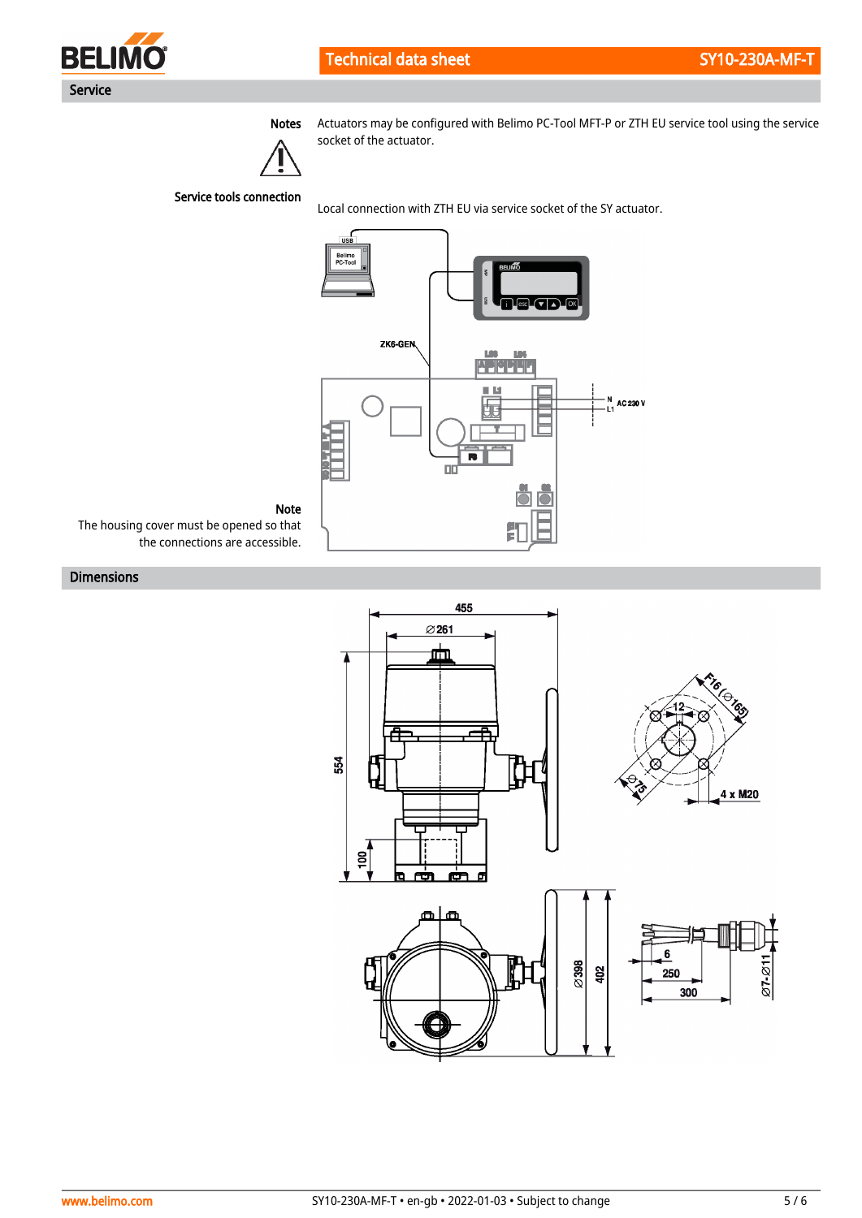## Service

**Notes**

Actuators may be configured with Belimo PC-Tool MFT-P or ZTH EU service tool using the service socket of the actuator.

**Service tools connection**

Local connection with ZTH EU via service socket of the SY actuator.

**Note**

The housing cover must be opened so that the connections are accessible.

## Dimensions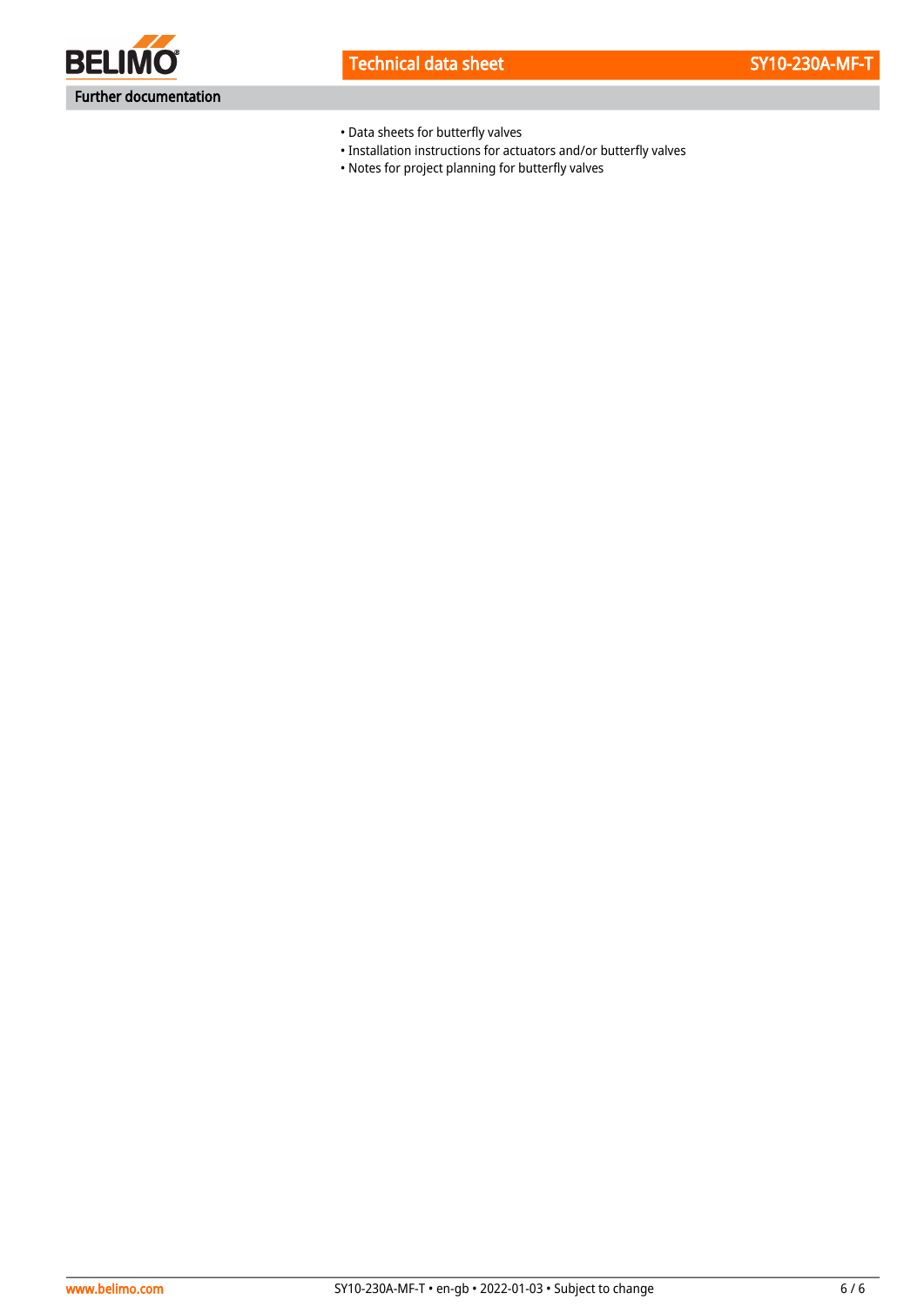## Further documentation

- Data sheets for butterfly valves
- Installation instructions for actuators and/or butterfly valves
- Notes for project planning for butterfly valves